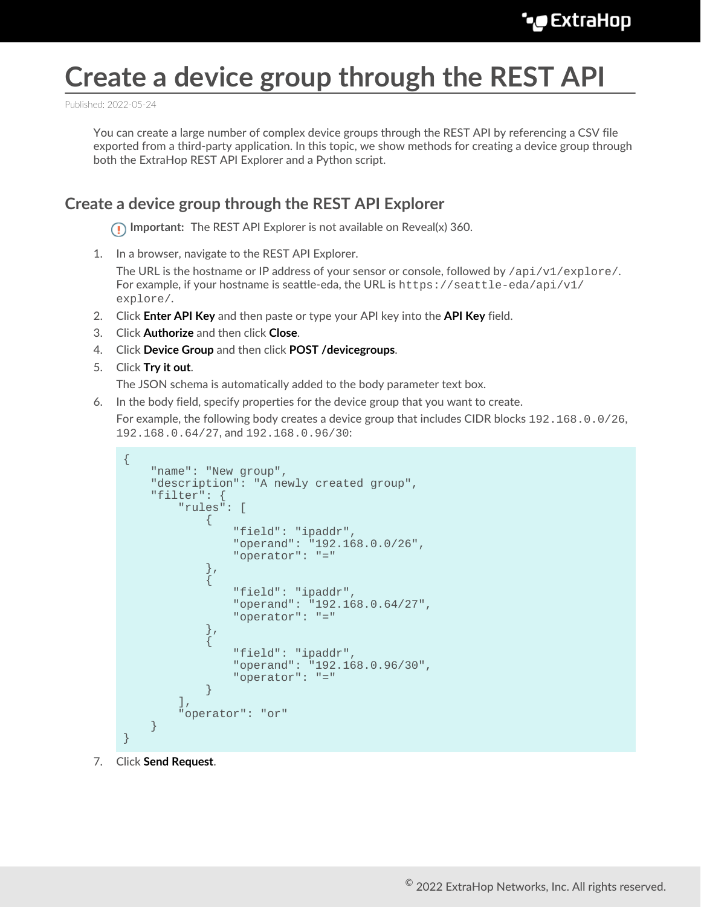# Create a device group through the REST API

Published: 2022-05-24

You can create a large number of complex device groups through the REST API by referencing a CSV file exported from a third-party application. In this topic, we show methods for creating a device group through both the ExtraHop REST API Explorer and a Python script.

## Create a device group through the REST API Explorer

**Important:** The REST API Explorer is not available on Reveal(x) 360.

1. In a browser, navigate to the REST API Explorer.

   The URL is the hostname or IP address of your sensor or console, followed by `/api/v1/explore/`. For example, if your hostname is seattle-eda, the URL is `https://seattle-eda/api/v1/explore/`.
2. Click **Enter API Key** and then paste or type your API key into the **API Key** field.
3. Click **Authorize** and then click **Close**.
4. Click **Device Group** and then click **POST /devicegroups**.
5. Click **Try it out**.

   The JSON schema is automatically added to the body parameter text box.
6. In the body field, specify properties for the device group that you want to create.

   For example, the following body creates a device group that includes CIDR blocks `192.168.0.0/26`, `192.168.0.64/27`, and `192.168.0.96/30`:

```
{
    "name": "New group",
    "description": "A newly created group",
    "filter": {
        "rules": [
            {
                "field": "ipaddr",
                "operand": "192.168.0.0/26",
                "operator": "="
            },
            {
                "field": "ipaddr",
                "operand": "192.168.0.64/27",
                "operator": "="
            },
            {
                "field": "ipaddr",
                "operand": "192.168.0.96/30",
                "operator": "="
            }
        ],
        "operator": "or"
    }
}
```

7. Click **Send Request**.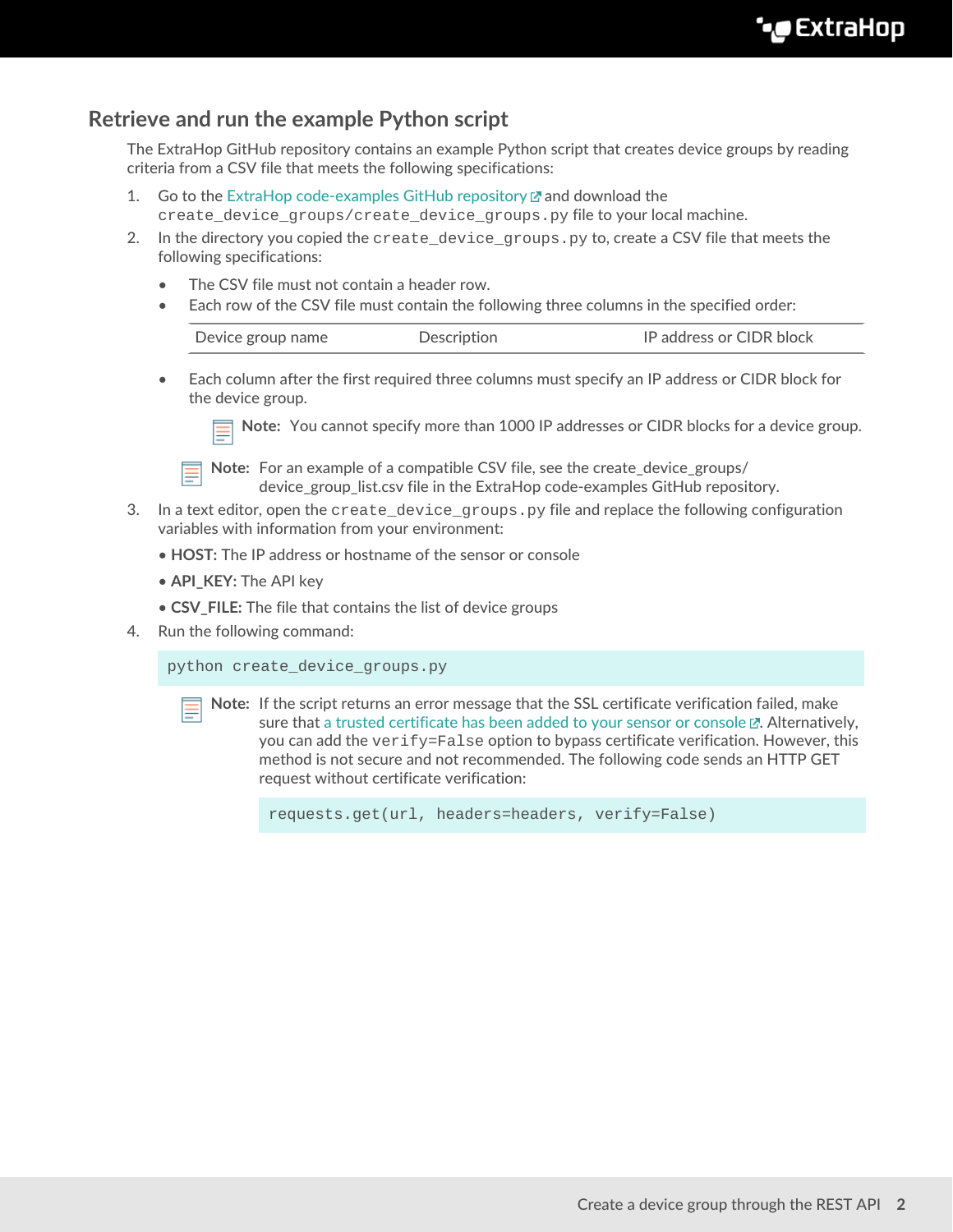## Retrieve and run the example Python script

The ExtraHop GitHub repository contains an example Python script that creates device groups by reading criteria from a CSV file that meets the following specifications:

1. Go to the ExtraHop code-examples GitHub repository and download the `create_device_groups/create_device_groups.py` file to your local machine.
2. In the directory you copied the `create_device_groups.py` to, create a CSV file that meets the following specifications:
   - The CSV file must not contain a header row.
   - Each row of the CSV file must contain the following three columns in the specified order:

     | Device group name | Description | IP address or CIDR block |
     | --- | --- | --- |

   - Each column after the first required three columns must specify an IP address or CIDR block for the device group.

     **Note:** You cannot specify more than 1000 IP addresses or CIDR blocks for a device group.

   **Note:** For an example of a compatible CSV file, see the create_device_groups/device_group_list.csv file in the ExtraHop code-examples GitHub repository.
3. In a text editor, open the `create_device_groups.py` file and replace the following configuration variables with information from your environment:
   - **HOST:** The IP address or hostname of the sensor or console
   - **API_KEY:** The API key
   - **CSV_FILE:** The file that contains the list of device groups
4. Run the following command:

   ```
   python create_device_groups.py
   ```

   **Note:** If the script returns an error message that the SSL certificate verification failed, make sure that a trusted certificate has been added to your sensor or console. Alternatively, you can add the `verify=False` option to bypass certificate verification. However, this method is not secure and not recommended. The following code sends an HTTP GET request without certificate verification:

   ```
   requests.get(url, headers=headers, verify=False)
   ```